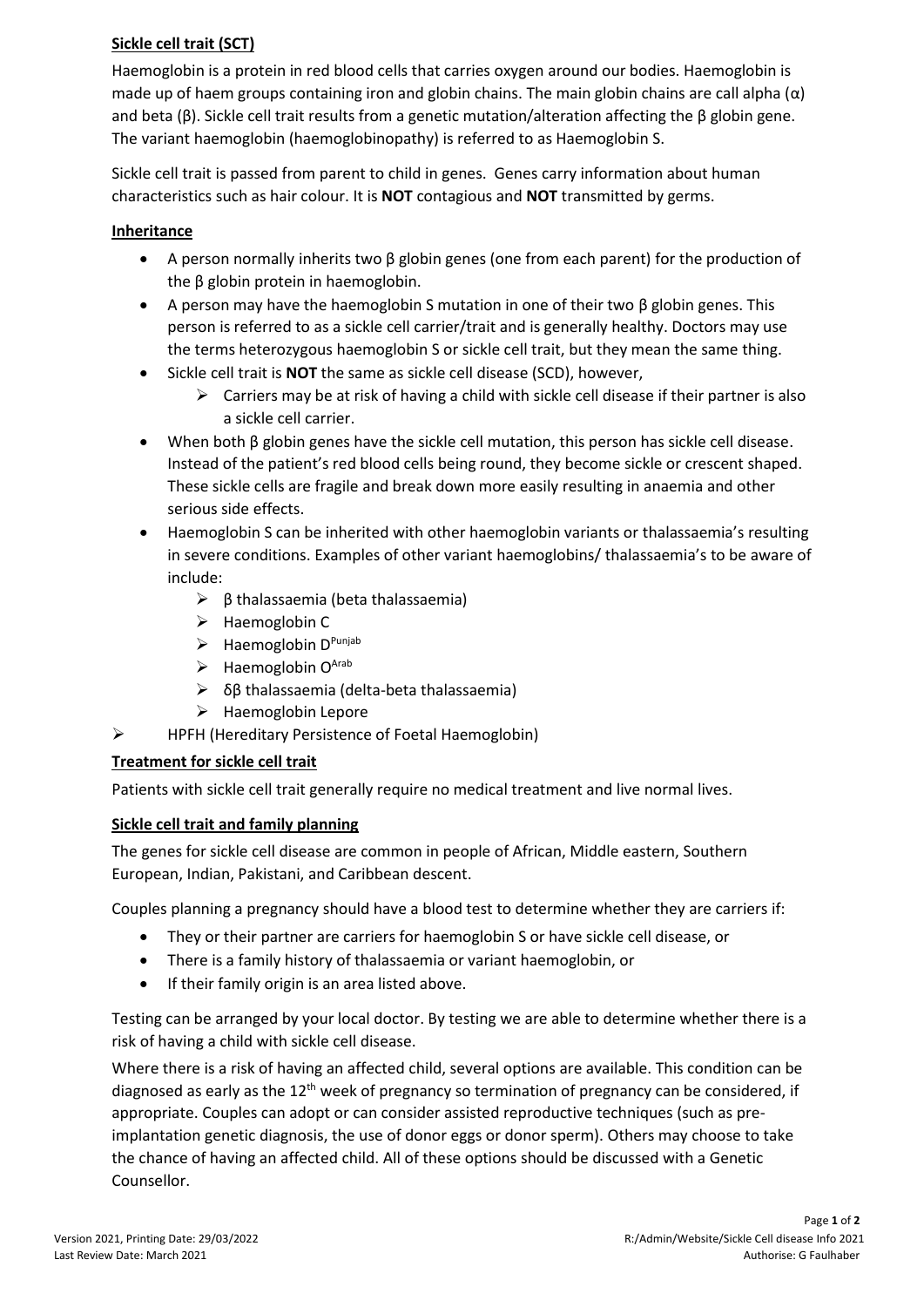## Sickle cell trait (SCT)

Haemoglobin is a protein in red blood cells that carries oxygen around our bodies. Haemoglobin is made up of haem groups containing iron and globin chains. The main globin chains are call alpha (α) and beta (β). Sickle cell trait results from a genetic mutation/alteration affecting the β globin gene. The variant haemoglobin (haemoglobinopathy) is referred to as Haemoglobin S.

Sickle cell trait is passed from parent to child in genes. Genes carry information about human characteristics such as hair colour. It is **NOT** contagious and **NOT** transmitted by germs.

## Inheritance

- A person normally inherits two β globin genes (one from each parent) for the production of the β globin protein in haemoglobin.
- A person may have the haemoglobin S mutation in one of their two β globin genes. This person is referred to as a sickle cell carrier/trait and is generally healthy. Doctors may use the terms heterozygous haemoglobin S or sickle cell trait, but they mean the same thing.
- Sickle cell trait is **NOT** the same as sickle cell disease (SCD), however,
  - Carriers may be at risk of having a child with sickle cell disease if their partner is also a sickle cell carrier.
- When both β globin genes have the sickle cell mutation, this person has sickle cell disease. Instead of the patient's red blood cells being round, they become sickle or crescent shaped. These sickle cells are fragile and break down more easily resulting in anaemia and other serious side effects.
- Haemoglobin S can be inherited with other haemoglobin variants or thalassaemia's resulting in severe conditions. Examples of other variant haemoglobins/ thalassaemia's to be aware of include:
  - β thalassaemia (beta thalassaemia)
  - Haemoglobin C
  - Haemoglobin $D^{Punjab}$
  - Haemoglobin $O^{Arab}$
  - δβ thalassaemia (delta-beta thalassaemia)
  - Haemoglobin Lepore
- HPFH (Hereditary Persistence of Foetal Haemoglobin)

## Treatment for sickle cell trait

Patients with sickle cell trait generally require no medical treatment and live normal lives.

## Sickle cell trait and family planning

The genes for sickle cell disease are common in people of African, Middle eastern, Southern European, Indian, Pakistani, and Caribbean descent.

Couples planning a pregnancy should have a blood test to determine whether they are carriers if:

- They or their partner are carriers for haemoglobin S or have sickle cell disease, or
- There is a family history of thalassaemia or variant haemoglobin, or
- If their family origin is an area listed above.

Testing can be arranged by your local doctor. By testing we are able to determine whether there is a risk of having a child with sickle cell disease.

Where there is a risk of having an affected child, several options are available. This condition can be diagnosed as early as the 12th week of pregnancy so termination of pregnancy can be considered, if appropriate. Couples can adopt or can consider assisted reproductive techniques (such as pre-implantation genetic diagnosis, the use of donor eggs or donor sperm). Others may choose to take the chance of having an affected child. All of these options should be discussed with a Genetic Counsellor.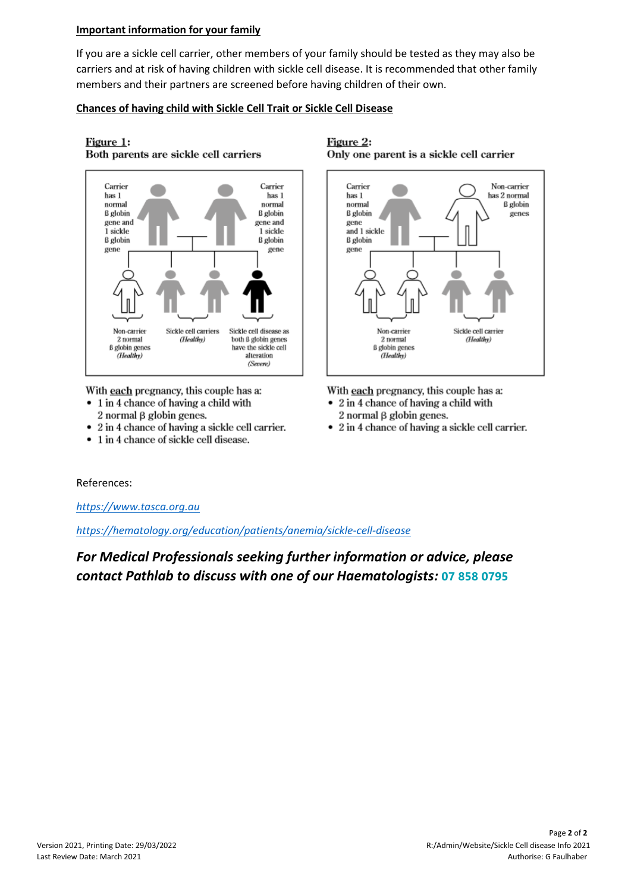**Important information for your family**

If you are a sickle cell carrier, other members of your family should be tested as they may also be carriers and at risk of having children with sickle cell disease. It is recommended that other family members and their partners are screened before having children of their own.

**Chances of having child with Sickle Cell Trait or Sickle Cell Disease**

**Figure 1:**
Both parents are sickle cell carriers

Carrier has 1 normal ß globin gene and 1 sickle ß globin gene

Carrier has 1 normal ß globin gene and 1 sickle ß globin gene

Non-carrier 2 normal ß globin genes *(Healthy)*

Sickle cell carriers *(Healthy)*

Sickle cell disease as both ß globin genes have the sickle cell alteration *(Severe)*

With each pregnancy, this couple has a:

- 1 in 4 chance of having a child with 2 normal β globin genes.
- 2 in 4 chance of having a sickle cell carrier.
- 1 in 4 chance of sickle cell disease.

**Figure 2:**
Only one parent is a sickle cell carrier

Carrier has 1 normal ß globin gene and 1 sickle ß globin gene

Non-carrier has 2 normal ß globin genes

Non-carrier 2 normal ß globin genes *(Healthy)*

Sickle cell carrier *(Healthy)*

With each pregnancy, this couple has a:

- 2 in 4 chance of having a child with 2 normal β globin genes.
- 2 in 4 chance of having a sickle cell carrier.

References:

https://www.tasca.org.au

https://hematology.org/education/patients/anemia/sickle-cell-disease

***For Medical Professionals seeking further information or advice, please contact Pathlab to discuss with one of our Haematologists:*** **07 858 0795**

Version 2021, Printing Date: 29/03/2022
Last Review Date: March 2021

R:/Admin/Website/Sickle Cell disease Info 2021
Authorise: G Faulhaber